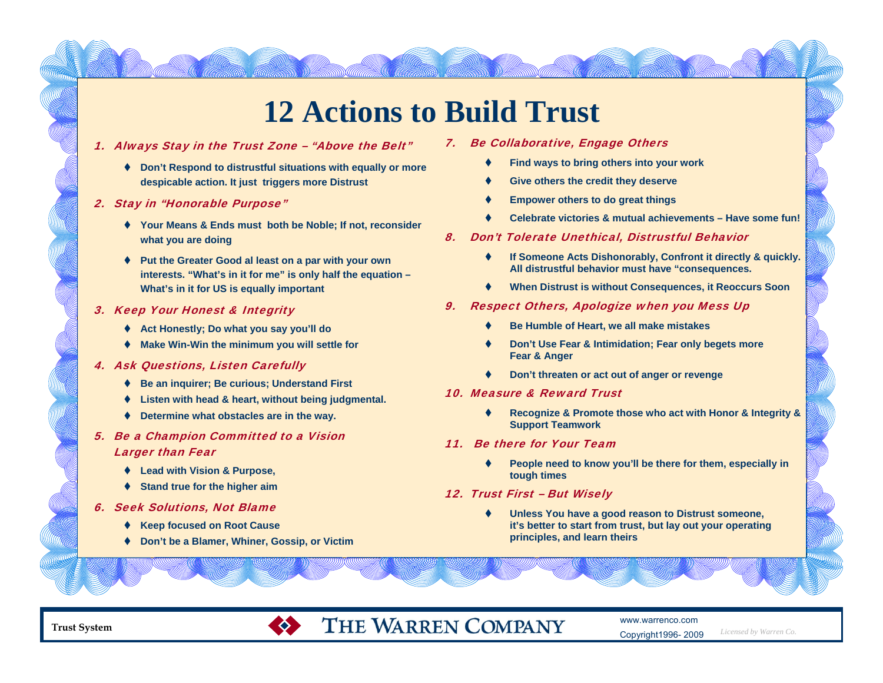# 12 Actions to Build Trust

## 1. *Always Stay in the Trust Zone – "Above the Belt"*

- Don't Respond to distrustful situations with equally or more despicable action. It just triggers more Distrust

## 2. *Stay in "Honorable Purpose"*

- Your Means & Ends must both be Noble; If not, reconsider what you are doing
- Put the Greater Good al least on a par with your own interests. "What's in it for me" is only half the equation – What's in it for US is equally important

## 3. *Keep Your Honest & Integrity*

- Act Honestly; Do what you say you'll do
- Make Win-Win the minimum you will settle for

## 4. *Ask Questions, Listen Carefully*

- Be an inquirer; Be curious; Understand First
- Listen with head & heart, without being judgmental.
- Determine what obstacles are in the way.

## 5. *Be a Champion Committed to a Vision Larger than Fear*

- Lead with Vision & Purpose,
- Stand true for the higher aim

## 6. *Seek Solutions, Not Blame*

- Keep focused on Root Cause
- Don't be a Blamer, Whiner, Gossip, or Victim

## 7. *Be Collaborative, Engage Others*

- Find ways to bring others into your work
- Give others the credit they deserve
- Empower others to do great things
- Celebrate victories & mutual achievements – Have some fun!

## 8. *Don't Tolerate Unethical, Distrustful Behavior*

- If Someone Acts Dishonorably, Confront it directly & quickly. All distrustful behavior must have "consequences.
- When Distrust is without Consequences, it Reoccurs Soon

## 9. *Respect Others, Apologize when you Mess Up*

- Be Humble of Heart, we all make mistakes
- Don't Use Fear & Intimidation; Fear only begets more Fear & Anger
- Don't threaten or act out of anger or revenge

## 10. *Measure & Reward Trust*

- Recognize & Promote those who act with Honor & Integrity & Support Teamwork

## 11. *Be there for Your Team*

- People need to know you'll be there for them, especially in tough times

## 12. *Trust First – But Wisely*

- Unless You have a good reason to Distrust someone, it's better to start from trust, but lay out your operating principles, and learn theirs

Trust System | THE WARREN COMPANY | www.warrenco.com | Copyright1996- 2009 | *Licensed by Warren Co.*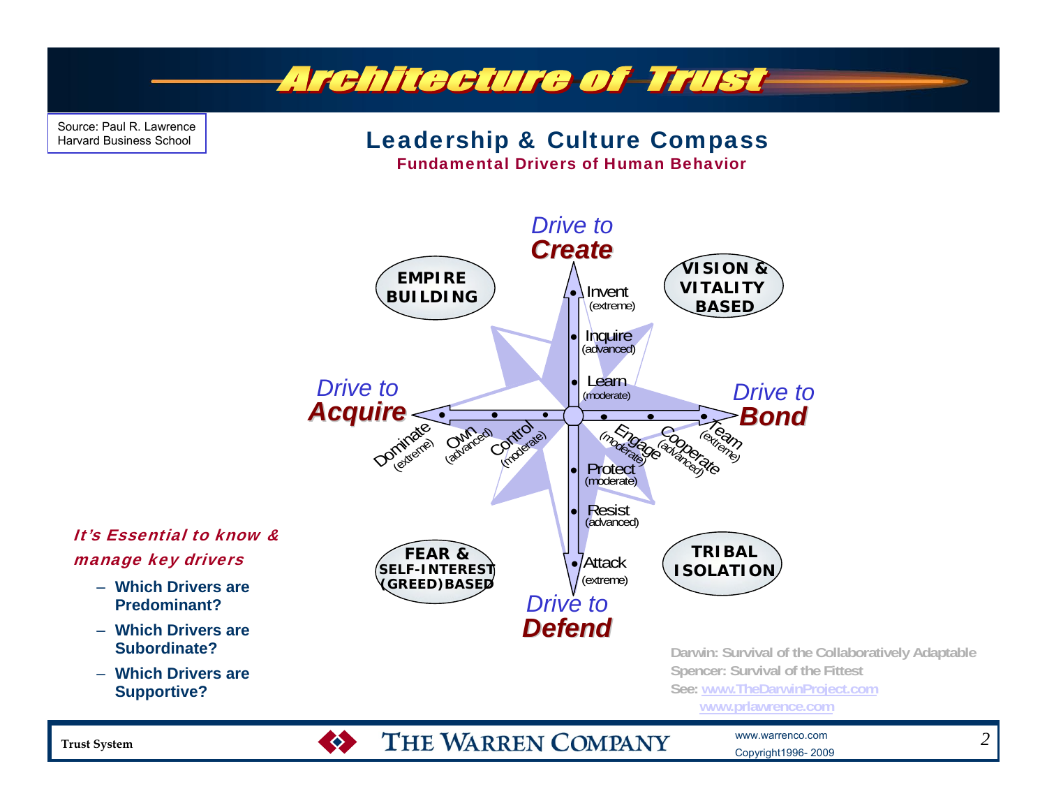# Architecture of Trust

Source: Paul R. Lawrence
Harvard Business School

## Leadership & Culture Compass

**Fundamental Drivers of Human Behavior**

*Drive to* ***Create***

- Invent (extreme)
- Inquire (advanced)
- Learn (moderate)

*Drive to* ***Acquire***

- Dominate (extreme)
- Own (advanced)
- Control (moderate)

*Drive to* ***Bond***

- Engage (moderate)
- Cooperate (advanced)
- Team (extreme)

*Drive to* ***Defend***

- Protect (moderate)
- Resist (advanced)
- Attack (extreme)

**EMPIRE BUILDING**

**VISION & VITALITY BASED**

**FEAR & SELF-INTEREST (GREED) BASED**

**TRIBAL ISOLATION**

***It's Essential to know & manage key drivers***

- **Which Drivers are Predominant?**
- **Which Drivers are Subordinate?**
- **Which Drivers are Supportive?**

**Darwin: Survival of the Collaboratively Adaptable**
**Spencer: Survival of the Fittest**
**See: www.TheDarwinProject.com**
**www.prlawrence.com**

Trust System

THE WARREN COMPANY

www.warrenco.com
Copyright1996- 2009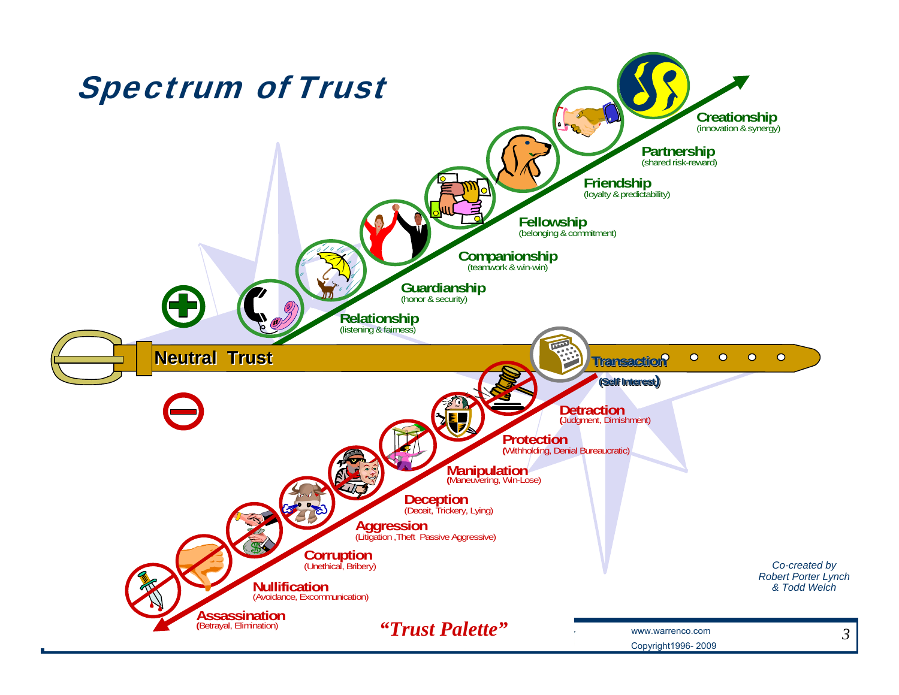# Spectrum of Trust

Creationship
(innovation & synergy)

Partnership
(shared risk-reward)

Friendship
(loyalty & predictability)

Fellowship
(belonging & commitment)

Companionship
(teamwork & win-win)

Guardianship
(honor & security)

Relationship
(listening & fairness)

Neutral Trust

Transaction
(Self Interest)

Detraction
(Judgment, Diminishment)

Protection
(Withholding, Denial Bureaucratic)

Manipulation
(Maneuvering, Win-Lose)

Deception
(Deceit, Trickery, Lying)

Aggression
(Litigation ,Theft Passive Aggressive)

Corruption
(Unethical, Bribery)

Nullification
(Avoidance, Excommunication)

Assassination
(Betrayal, Elimination)

*"Trust Palette"*

*Co-created by*
*Robert Porter Lynch*
*& Todd Welch*

www.warrenco.com
Copyright1996- 2009